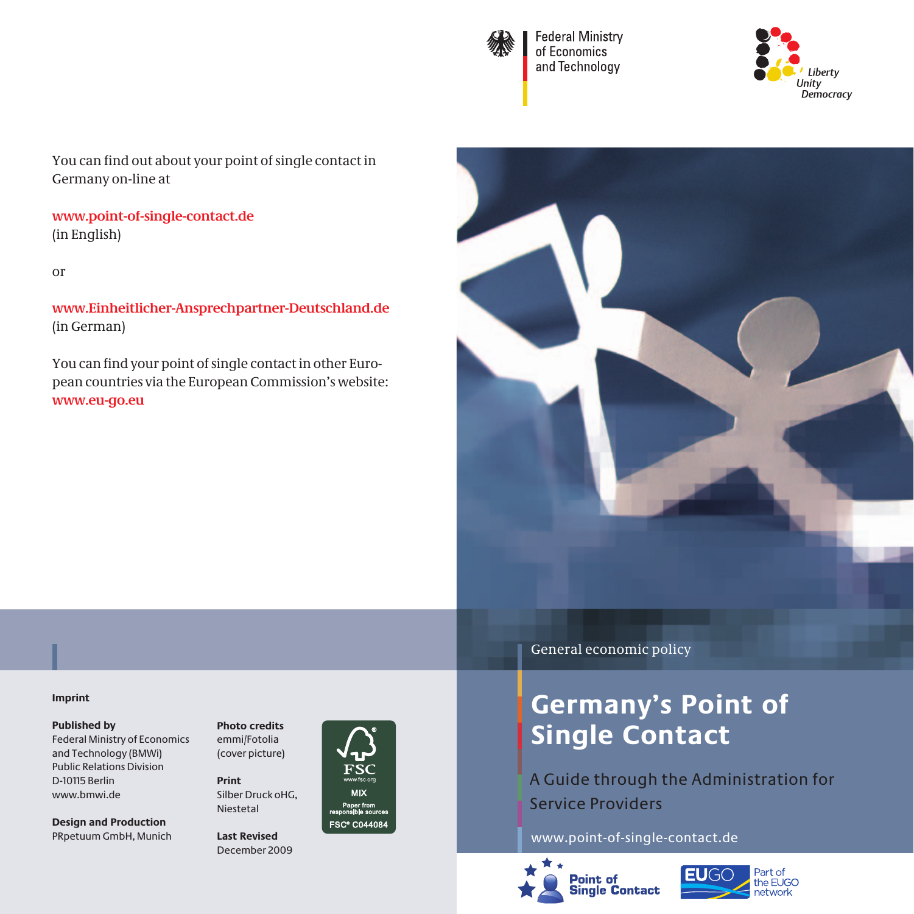Federal Ministry of Economics and Technology

Liberty
Unity
Democracy

General economic policy

# Germany's Point of Single Contact

## A Guide through the Administration for Service Providers

www.point-of-single-contact.de

Point of Single Contact

EUGO Part of the EUGO network

You can find out about your point of single contact in Germany on-line at

**www.point-of-single-contact.de**
(in English)

or

**www.Einheitlicher-Ansprechpartner-Deutschland.de**
(in German)

You can find your point of single contact in other European countries via the European Commission's website:
**www.eu-go.eu**

**Imprint**

**Published by**
Federal Ministry of Economics and Technology (BMWi)
Public Relations Division
D-10115 Berlin
www.bmwi.de

**Design and Production**
PRpetuum GmbH, Munich

**Photo credits**
emmi/Fotolia
(cover picture)

**Print**
Silber Druck oHG,
Niestetal

**Last Revised**
December 2009

FSC
www.fsc.org
MIX
Paper from responsible sources
FSC® C044084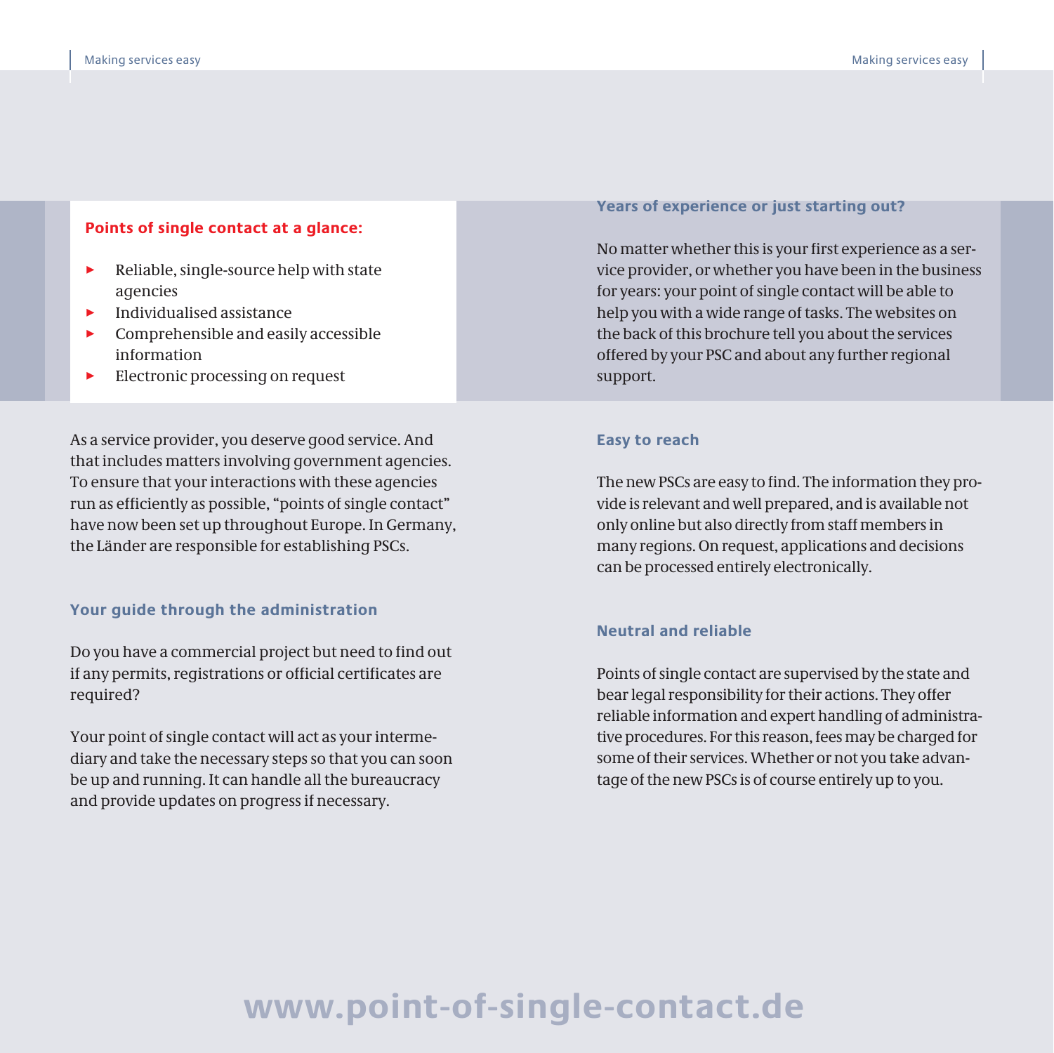### Points of single contact at a glance:

- Reliable, single-source help with state agencies
- Individualised assistance
- Comprehensible and easily accessible information
- Electronic processing on request

As a service provider, you deserve good service. And that includes matters involving government agencies. To ensure that your interactions with these agencies run as efficiently as possible, "points of single contact" have now been set up throughout Europe. In Germany, the Länder are responsible for establishing PSCs.

### Your guide through the administration

Do you have a commercial project but need to find out if any permits, registrations or official certificates are required?

Your point of single contact will act as your intermediary and take the necessary steps so that you can soon be up and running. It can handle all the bureaucracy and provide updates on progress if necessary.

### Years of experience or just starting out?

No matter whether this is your first experience as a service provider, or whether you have been in the business for years: your point of single contact will be able to help you with a wide range of tasks. The websites on the back of this brochure tell you about the services offered by your PSC and about any further regional support.

### Easy to reach

The new PSCs are easy to find. The information they provide is relevant and well prepared, and is available not only online but also directly from staff members in many regions. On request, applications and decisions can be processed entirely electronically.

### Neutral and reliable

Points of single contact are supervised by the state and bear legal responsibility for their actions. They offer reliable information and expert handling of administrative procedures. For this reason, fees may be charged for some of their services. Whether or not you take advantage of the new PSCs is of course entirely up to you.

**www.point-of-single-contact.de**